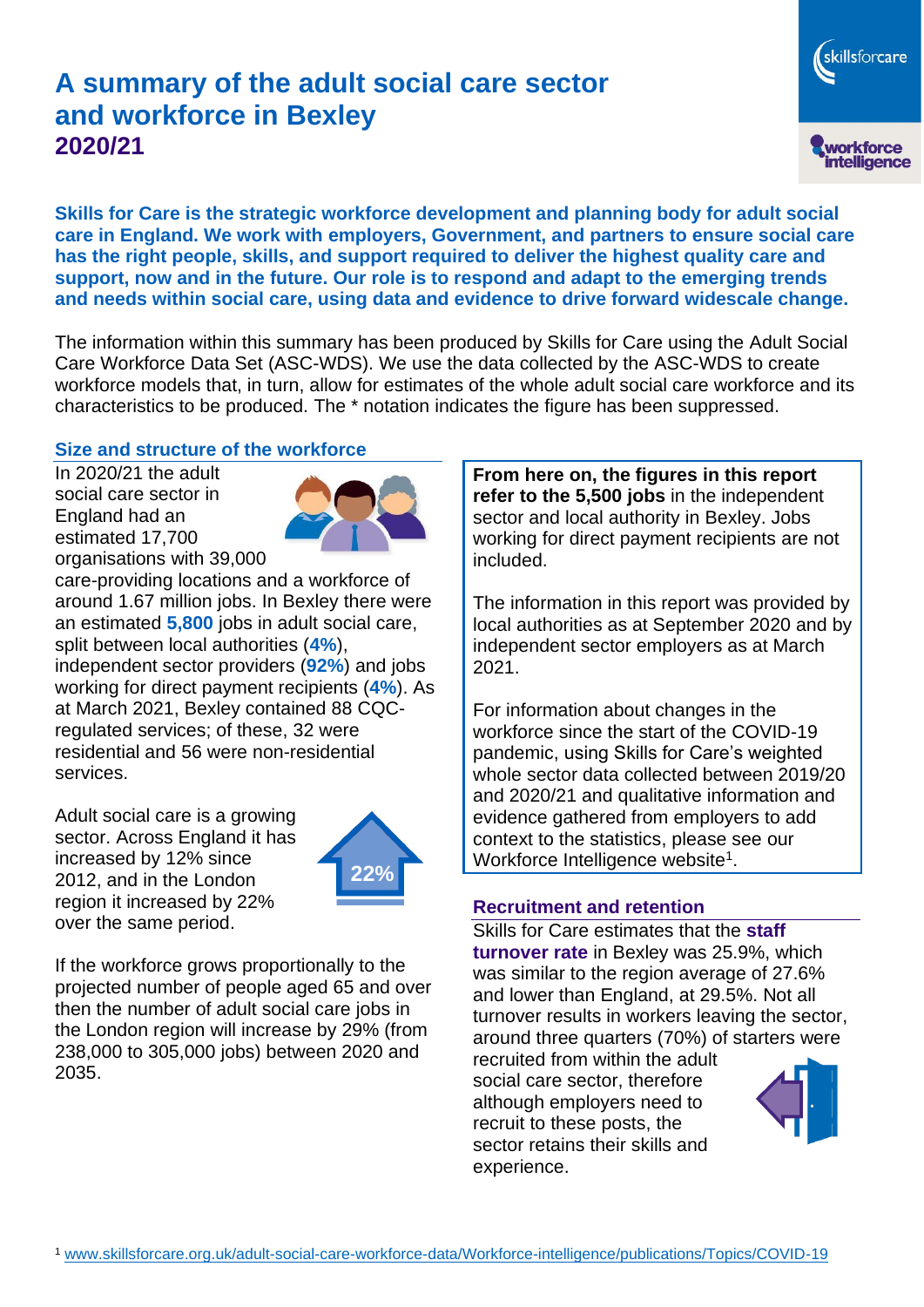# A summary of the adult social care sector and workforce in Bexley

## 2020/21

**Skills for Care is the strategic workforce development and planning body for adult social care in England. We work with employers, Government, and partners to ensure social care has the right people, skills, and support required to deliver the highest quality care and support, now and in the future. Our role is to respond and adapt to the emerging trends and needs within social care, using data and evidence to drive forward widescale change.**

The information within this summary has been produced by Skills for Care using the Adult Social Care Workforce Data Set (ASC-WDS). We use the data collected by the ASC-WDS to create workforce models that, in turn, allow for estimates of the whole adult social care workforce and its characteristics to be produced. The * notation indicates the figure has been suppressed.

### Size and structure of the workforce

In 2020/21 the adult social care sector in England had an estimated 17,700 organisations with 39,000 care-providing locations and a workforce of around 1.67 million jobs. In Bexley there were an estimated **5,800** jobs in adult social care, split between local authorities (**4%**), independent sector providers (**92%**) and jobs working for direct payment recipients (**4%**). As at March 2021, Bexley contained 88 CQC-regulated services; of these, 32 were residential and 56 were non-residential services.

Adult social care is a growing sector. Across England it has increased by 12% since 2012, and in the London region it increased by 22% over the same period.

22%

If the workforce grows proportionally to the projected number of people aged 65 and over then the number of adult social care jobs in the London region will increase by 29% (from 238,000 to 305,000 jobs) between 2020 and 2035.

**From here on, the figures in this report refer to the 5,500 jobs** in the independent sector and local authority in Bexley. Jobs working for direct payment recipients are not included.

The information in this report was provided by local authorities as at September 2020 and by independent sector employers as at March 2021.

For information about changes in the workforce since the start of the COVID-19 pandemic, using Skills for Care's weighted whole sector data collected between 2019/20 and 2020/21 and qualitative information and evidence gathered from employers to add context to the statistics, please see our Workforce Intelligence website[1].

### Recruitment and retention

Skills for Care estimates that the **staff turnover rate** in Bexley was 25.9%, which was similar to the region average of 27.6% and lower than England, at 29.5%. Not all turnover results in workers leaving the sector, around three quarters (70%) of starters were recruited from within the adult social care sector, therefore although employers need to recruit to these posts, the sector retains their skills and experience.

[1] www.skillsforcare.org.uk/adult-social-care-workforce-data/Workforce-intelligence/publications/Topics/COVID-19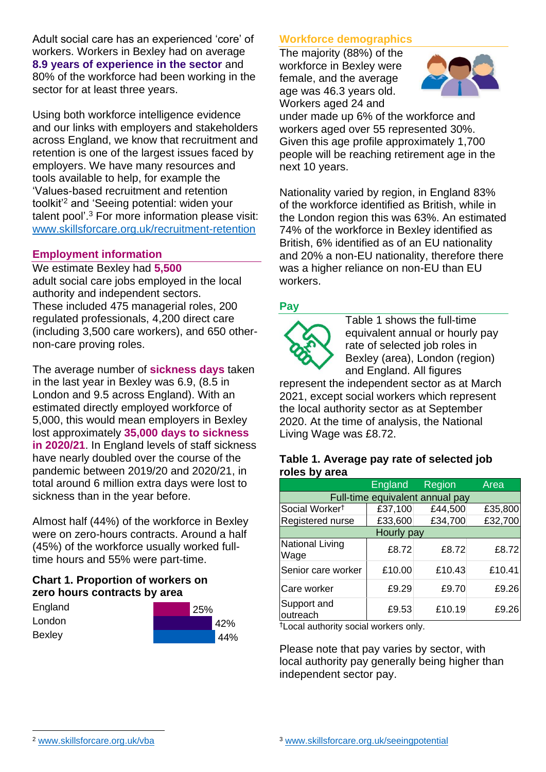Adult social care has an experienced 'core' of workers. Workers in Bexley had on average **8.9 years of experience in the sector** and 80% of the workforce had been working in the sector for at least three years.

Using both workforce intelligence evidence and our links with employers and stakeholders across England, we know that recruitment and retention is one of the largest issues faced by employers. We have many resources and tools available to help, for example the 'Values-based recruitment and retention toolkit'[2] and 'Seeing potential: widen your talent pool'.[3] For more information please visit: www.skillsforcare.org.uk/recruitment-retention

## Employment information

We estimate Bexley had **5,500** adult social care jobs employed in the local authority and independent sectors. These included 475 managerial roles, 200 regulated professionals, 4,200 direct care (including 3,500 care workers), and 650 other-non-care proving roles.

The average number of **sickness days** taken in the last year in Bexley was 6.9, (8.5 in London and 9.5 across England). With an estimated directly employed workforce of 5,000, this would mean employers in Bexley lost approximately **35,000 days to sickness in 2020/21**. In England levels of staff sickness have nearly doubled over the course of the pandemic between 2019/20 and 2020/21, in total around 6 million extra days were lost to sickness than in the year before.

Almost half (44%) of the workforce in Bexley were on zero-hours contracts. Around a half (45%) of the workforce usually worked full-time hours and 55% were part-time.

**Chart 1. Proportion of workers on zero hours contracts by area**

| Area | Proportion |
|---|---|
| England | 25% |
| London | 42% |
| Bexley | 44% |

## Workforce demographics

The majority (88%) of the workforce in Bexley were female, and the average age was 46.3 years old. Workers aged 24 and under made up 6% of the workforce and workers aged over 55 represented 30%. Given this age profile approximately 1,700 people will be reaching retirement age in the next 10 years.

Nationality varied by region, in England 83% of the workforce identified as British, while in the London region this was 63%. An estimated 74% of the workforce in Bexley identified as British, 6% identified as of an EU nationality and 20% a non-EU nationality, therefore there was a higher reliance on non-EU than EU workers.

## Pay

Table 1 shows the full-time equivalent annual or hourly pay rate of selected job roles in Bexley (area), London (region) and England. All figures represent the independent sector as at March 2021, except social workers which represent the local authority sector as at September 2020. At the time of analysis, the National Living Wage was £8.72.

**Table 1. Average pay rate of selected job roles by area**

| | England | Region | Area |
|---|---|---|---|
| Full-time equivalent annual pay | | | |
| Social Worker† | £37,100 | £44,500 | £35,800 |
| Registered nurse | £33,600 | £34,700 | £32,700 |
| Hourly pay | | | |
| National Living Wage | £8.72 | £8.72 | £8.72 |
| Senior care worker | £10.00 | £10.43 | £10.41 |
| Care worker | £9.29 | £9.70 | £9.26 |
| Support and outreach | £9.53 | £10.19 | £9.26 |

†Local authority social workers only.

Please note that pay varies by sector, with local authority pay generally being higher than independent sector pay.

[2] www.skillsforcare.org.uk/vba

[3] www.skillsforcare.org.uk/seeingpotential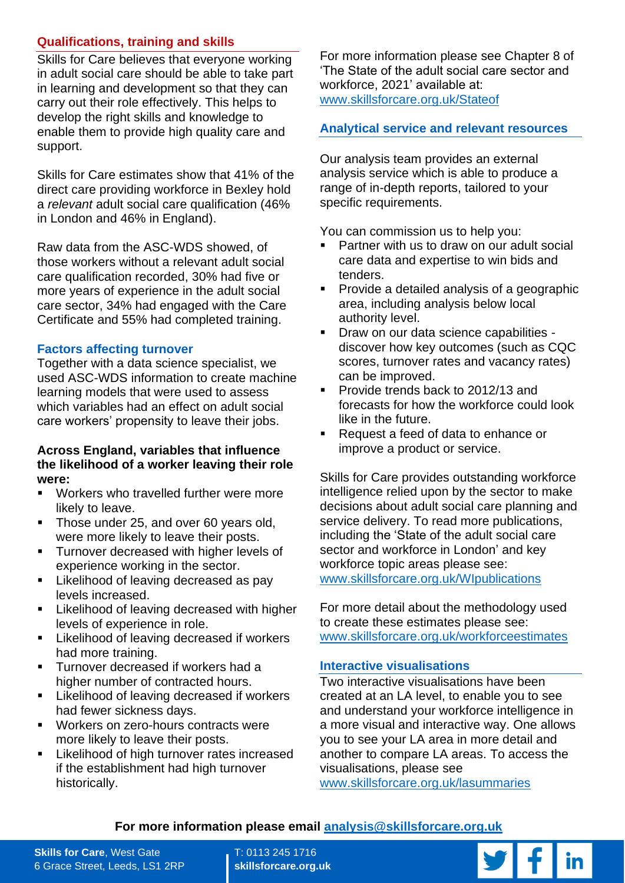## Qualifications, training and skills

Skills for Care believes that everyone working in adult social care should be able to take part in learning and development so that they can carry out their role effectively. This helps to develop the right skills and knowledge to enable them to provide high quality care and support.

Skills for Care estimates show that 41% of the direct care providing workforce in Bexley hold a *relevant* adult social care qualification (46% in London and 46% in England).

Raw data from the ASC-WDS showed, of those workers without a relevant adult social care qualification recorded, 30% had five or more years of experience in the adult social care sector, 34% had engaged with the Care Certificate and 55% had completed training.

## Factors affecting turnover

Together with a data science specialist, we used ASC-WDS information to create machine learning models that were used to assess which variables had an effect on adult social care workers' propensity to leave their jobs.

**Across England, variables that influence the likelihood of a worker leaving their role were:**

- Workers who travelled further were more likely to leave.
- Those under 25, and over 60 years old, were more likely to leave their posts.
- Turnover decreased with higher levels of experience working in the sector.
- Likelihood of leaving decreased as pay levels increased.
- Likelihood of leaving decreased with higher levels of experience in role.
- Likelihood of leaving decreased if workers had more training.
- Turnover decreased if workers had a higher number of contracted hours.
- Likelihood of leaving decreased if workers had fewer sickness days.
- Workers on zero-hours contracts were more likely to leave their posts.
- Likelihood of high turnover rates increased if the establishment had high turnover historically.

For more information please see Chapter 8 of 'The State of the adult social care sector and workforce, 2021' available at: www.skillsforcare.org.uk/Stateof

## Analytical service and relevant resources

Our analysis team provides an external analysis service which is able to produce a range of in-depth reports, tailored to your specific requirements.

You can commission us to help you:

- Partner with us to draw on our adult social care data and expertise to win bids and tenders.
- Provide a detailed analysis of a geographic area, including analysis below local authority level.
- Draw on our data science capabilities - discover how key outcomes (such as CQC scores, turnover rates and vacancy rates) can be improved.
- Provide trends back to 2012/13 and forecasts for how the workforce could look like in the future.
- Request a feed of data to enhance or improve a product or service.

Skills for Care provides outstanding workforce intelligence relied upon by the sector to make decisions about adult social care planning and service delivery. To read more publications, including the 'State of the adult social care sector and workforce in London' and key workforce topic areas please see: www.skillsforcare.org.uk/WIpublications

For more detail about the methodology used to create these estimates please see: www.skillsforcare.org.uk/workforceestimates

## Interactive visualisations

Two interactive visualisations have been created at an LA level, to enable you to see and understand your workforce intelligence in a more visual and interactive way. One allows you to see your LA area in more detail and another to compare LA areas. To access the visualisations, please see www.skillsforcare.org.uk/lasummaries

**For more information please email analysis@skillsforcare.org.uk**

**Skills for Care**, West Gate
6 Grace Street, Leeds, LS1 2RP

T: 0113 245 1716
**skillsforcare.org.uk**